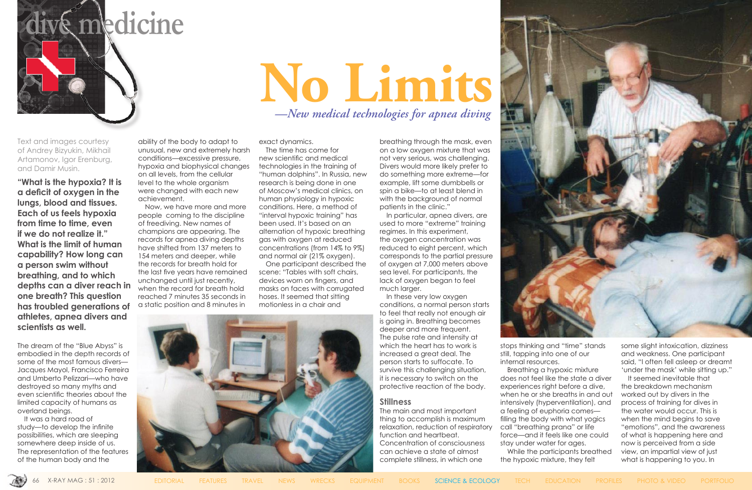dive medicine

# No Limits

## —New medical technologies for apnea diving

Text and images courtesy of Andrey Bizyukin, Mikhail Artamonov, Igor Erenburg, and Damir Musin.

**"What is the hypoxia? It is a deficit of oxygen in the lungs, blood and tissues. Each of us feels hypoxia from time to time, even if we do not realize it." What is the limit of human capability? How long can a person swim without breathing, and to which depths can a diver reach in one breath? This question has troubled generations of athletes, apnea divers and scientists as well.**

The dream of the "Blue Abyss" is embodied in the depth records of some of the most famous divers—Jacques Mayol, Francisco Ferreira and Umberto Pelizzari—who have destroyed so many myths and even scientific theories about the limited capacity of humans as overland beings.

It was a hard road of study—to develop the infinite possibilities, which are sleeping somewhere deep inside of us. The representation of the features of the human body and the ability of the body to adapt to unusual, new and extremely harsh conditions—excessive pressure, hypoxia and biophysical changes on all levels, from the cellular level to the whole organism were changed with each new achievement.

Now, we have more and more people coming to the discipline of freediving. New names of champions are appearing. The records for apnea diving depths have shifted from 137 meters to 154 meters and deeper, while the records for breath hold for the last five years have remained unchanged until just recently, when the record for breath hold reached 7 minutes 35 seconds in a static position and 8 minutes in exact dynamics.

The time has come for new scientific and medical technologies in the training of "human dolphins". In Russia, new research is being done in one of Moscow's medical clinics, on human physiology in hypoxic conditions. Here, a method of "interval hypoxic training" has been used. It's based on an alternation of hypoxic breathing gas with oxygen at reduced concentrations (from 14% to 9%) and normal air (21% oxygen).

One participant described the scene: "Tables with soft chairs, devices worn on fingers, and masks on faces with corrugated hoses. It seemed that sitting motionless in a chair and breathing through the mask, even on a low oxygen mixture that was not very serious, was challenging. Divers would more likely prefer to do something more extreme—for example, lift some dumbbells or spin a bike—to at least blend in with the background of normal patients in the clinic."

In particular, apnea divers, are used to more "extreme" training regimes. In this experiment, the oxygen concentration was reduced to eight percent, which corresponds to the partial pressure of oxygen at 7,000 meters above sea level. For participants, the lack of oxygen began to feel much larger.

In these very low oxygen conditions, a normal person starts to feel that really not enough air is going in. Breathing becomes deeper and more frequent. The pulse rate and intensity at which the heart has to work is increased a great deal. The person starts to suffocate. To survive this challenging situation, it is necessary to switch on the protective reaction of the body.

### Stillness

The main and most important thing to accomplish is maximum relaxation, reduction of respiratory function and heartbeat. Concentration of consciousness can achieve a state of almost complete stillness, in which one stops thinking and "time" stands still, tapping into one of our internal resources.

Breathing a hypoxic mixture does not feel like the state a diver experiences right before a dive, when he or she breaths in and out intensively (hyperventilation), and a feeling of euphoria comes—filling the body with what yogics call "breathing prana" or life force—and it feels like one could stay under water for ages.

While the participants breathed the hypoxic mixture, they felt some slight intoxication, dizziness and weakness. One participant said, "I often fell asleep or dreamt 'under the mask' while sitting up."

It seemed inevitable that the breakdown mechanism worked out by divers in the process of training for dives in the water would occur. This is when the mind begins to save "emotions", and the awareness of what is happening here and now is perceived from a side view, an impartial view of just what is happening to you. In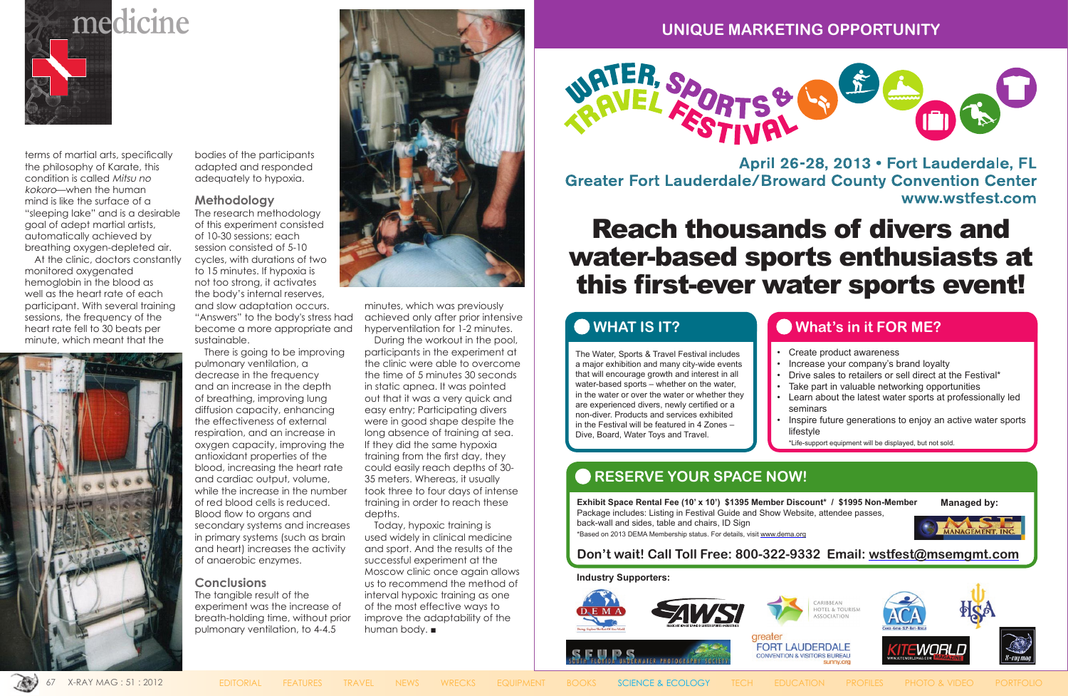# medicine

terms of martial arts, specifically the philosophy of Karate, this condition is called *Mitsu no kokoro*—when the human mind is like the surface of a "sleeping lake" and is a desirable goal of adept martial artists, automatically achieved by breathing oxygen-depleted air.

At the clinic, doctors constantly monitored oxygenated hemoglobin in the blood as well as the heart rate of each participant. With several training sessions, the frequency of the heart rate fell to 30 beats per minute, which meant that the bodies of the participants adapted and responded adequately to hypoxia.

## Methodology

The research methodology of this experiment consisted of 10-30 sessions; each session consisted of 5-10 cycles, with durations of two to 15 minutes. If hypoxia is not too strong, it activates the body's internal reserves, and slow adaptation occurs. "Answers" to the body's stress had become a more appropriate and sustainable.

There is going to be improving pulmonary ventilation, a decrease in the frequency and an increase in the depth of breathing, improving lung diffusion capacity, enhancing the effectiveness of external respiration, and an increase in oxygen capacity, improving the antioxidant properties of the blood, increasing the heart rate and cardiac output, volume, while the increase in the number of red blood cells is reduced. Blood flow to organs and secondary systems and increases in primary systems (such as brain and heart) increases the activity of anaerobic enzymes.

## Conclusions

The tangible result of the experiment was the increase of breath-holding time, without prior pulmonary ventilation, to 4-4.5 minutes, which was previously achieved only after prior intensive hyperventilation for 1-2 minutes.

During the workout in the pool, participants in the experiment at the clinic were able to overcome the time of 5 minutes 30 seconds in static apnea. It was pointed out that it was a very quick and easy entry; Participating divers were in good shape despite the long absence of training at sea. If they did the same hypoxia training from the first day, they could easily reach depths of 30-35 meters. Whereas, it usually took three to four days of intense training in order to reach these depths.

Today, hypoxic training is used widely in clinical medicine and sport. And the results of the successful experiment at the Moscow clinic once again allows us to recommend the method of interval hypoxic training as one of the most effective ways to improve the adaptability of the human body. ■

---

# UNIQUE MARKETING OPPORTUNITY

**WATER, SPORTS & TRAVEL FESTIVAL**

**April 26-28, 2013 • Fort Lauderdale, FL**
**Greater Fort Lauderdale/Broward County Convention Center**
**www.wstfest.com**

# Reach thousands of divers and water-based sports enthusiasts at this first-ever water sports event!

## WHAT IS IT?

The Water, Sports & Travel Festival includes a major exhibition and many city-wide events that will encourage growth and interest in all water-based sports – whether on the water, in the water or over the water or whether they are experienced divers, newly certified or a non-diver. Products and services exhibited in the Festival will be featured in 4 Zones – Dive, Board, Water Toys and Travel.

## What's in it FOR ME?

- Create product awareness
- Increase your company's brand loyalty
- Drive sales to retailers or sell direct at the Festival*
- Take part in valuable networking opportunities
- Learn about the latest water sports at professionally led seminars
- Inspire future generations to enjoy an active water sports lifestyle

*Life-support equipment will be displayed, but not sold.

## RESERVE YOUR SPACE NOW!

**Exhibit Space Rental Fee (10' x 10') $1395 Member Discount* / $1995 Non-Member**
Package includes: Listing in Festival Guide and Show Website, attendee passes, back-wall and sides, table and chairs, ID Sign
*Based on 2013 DEMA Membership status. For details, visit www.dema.org

**Managed by:** MSE Management, Inc.

**Don't wait! Call Toll Free: 800-322-9332 Email: wstfest@msemgmt.com**

**Industry Supporters:**

DEMA, AWSI, Caribbean Hotel & Tourism Association, ACA, HSA, SFUPS South Florida Underwater Photography Society, Greater Fort Lauderdale Convention & Visitors Bureau, KiteWorld, X-Ray Mag